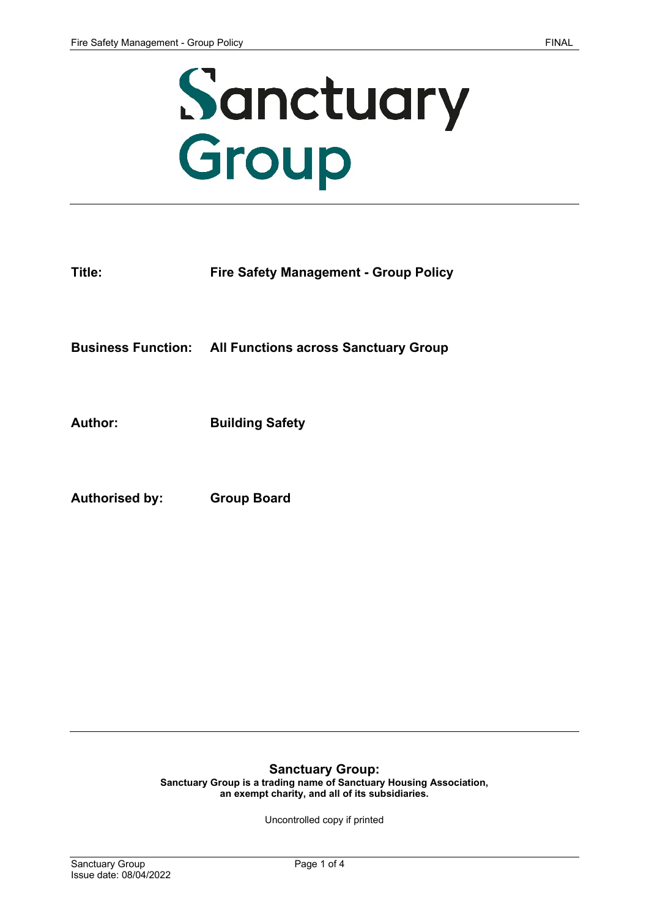# Sanctuary Group

**Title:** **Fire Safety Management - Group Policy**

**Business Function:** **All Functions across Sanctuary Group**

**Author:** **Building Safety**

**Authorised by:** **Group Board**

**Sanctuary Group:**

**Sanctuary Group is a trading name of Sanctuary Housing Association, an exempt charity, and all of its subsidiaries.**

Uncontrolled copy if printed

Issue date: 08/04/2022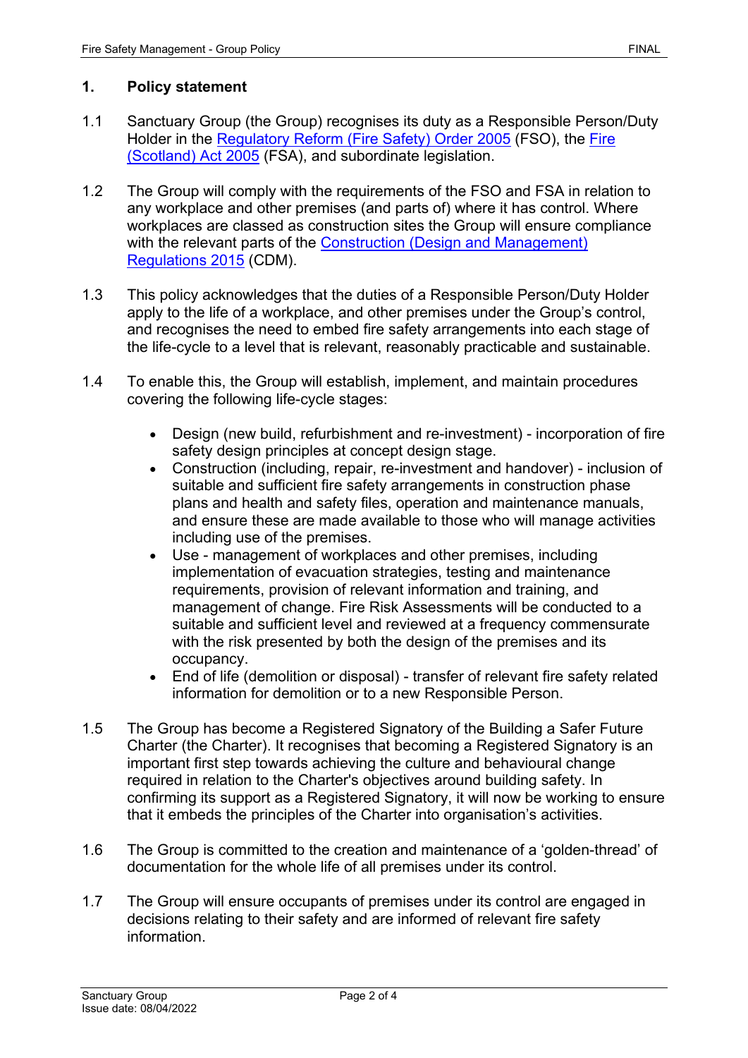## 1. Policy statement

1.1 Sanctuary Group (the Group) recognises its duty as a Responsible Person/Duty Holder in the Regulatory Reform (Fire Safety) Order 2005 (FSO), the Fire (Scotland) Act 2005 (FSA), and subordinate legislation.

1.2 The Group will comply with the requirements of the FSO and FSA in relation to any workplace and other premises (and parts of) where it has control. Where workplaces are classed as construction sites the Group will ensure compliance with the relevant parts of the Construction (Design and Management) Regulations 2015 (CDM).

1.3 This policy acknowledges that the duties of a Responsible Person/Duty Holder apply to the life of a workplace, and other premises under the Group's control, and recognises the need to embed fire safety arrangements into each stage of the life-cycle to a level that is relevant, reasonably practicable and sustainable.

1.4 To enable this, the Group will establish, implement, and maintain procedures covering the following life-cycle stages:

- Design (new build, refurbishment and re-investment) - incorporation of fire safety design principles at concept design stage.
- Construction (including, repair, re-investment and handover) - inclusion of suitable and sufficient fire safety arrangements in construction phase plans and health and safety files, operation and maintenance manuals, and ensure these are made available to those who will manage activities including use of the premises.
- Use - management of workplaces and other premises, including implementation of evacuation strategies, testing and maintenance requirements, provision of relevant information and training, and management of change. Fire Risk Assessments will be conducted to a suitable and sufficient level and reviewed at a frequency commensurate with the risk presented by both the design of the premises and its occupancy.
- End of life (demolition or disposal) - transfer of relevant fire safety related information for demolition or to a new Responsible Person.

1.5 The Group has become a Registered Signatory of the Building a Safer Future Charter (the Charter). It recognises that becoming a Registered Signatory is an important first step towards achieving the culture and behavioural change required in relation to the Charter's objectives around building safety. In confirming its support as a Registered Signatory, it will now be working to ensure that it embeds the principles of the Charter into organisation's activities.

1.6 The Group is committed to the creation and maintenance of a 'golden-thread' of documentation for the whole life of all premises under its control.

1.7 The Group will ensure occupants of premises under its control are engaged in decisions relating to their safety and are informed of relevant fire safety information.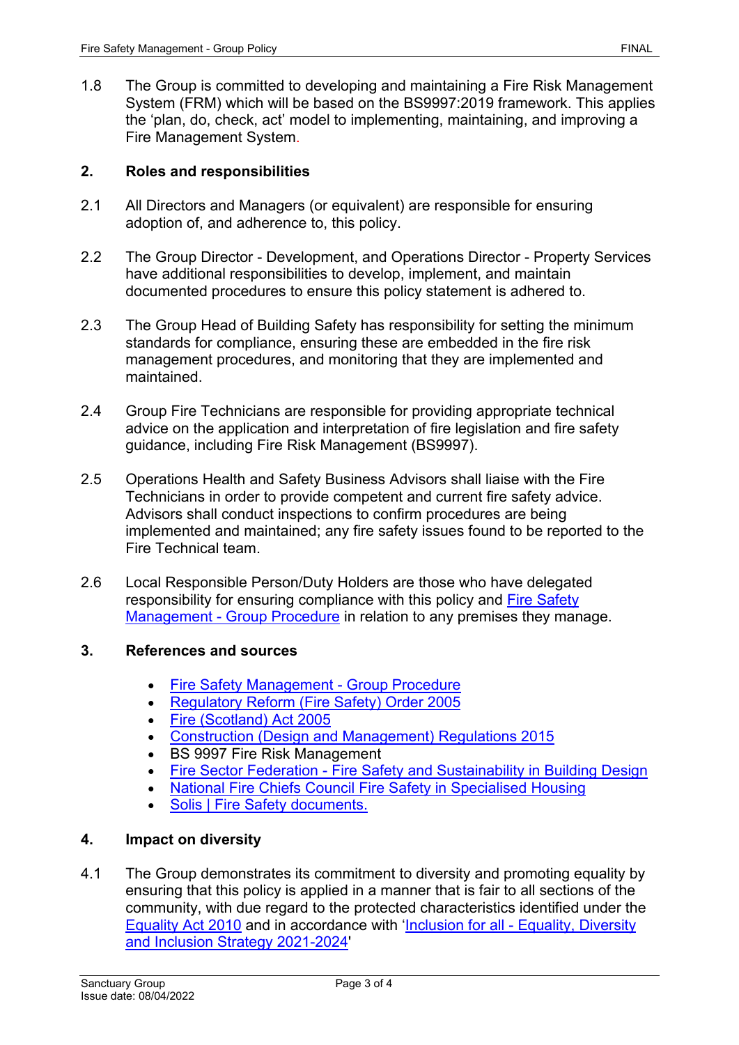1.8 The Group is committed to developing and maintaining a Fire Risk Management System (FRM) which will be based on the BS9997:2019 framework. This applies the 'plan, do, check, act' model to implementing, maintaining, and improving a Fire Management System.

## 2. Roles and responsibilities

2.1 All Directors and Managers (or equivalent) are responsible for ensuring adoption of, and adherence to, this policy.

2.2 The Group Director - Development, and Operations Director - Property Services have additional responsibilities to develop, implement, and maintain documented procedures to ensure this policy statement is adhered to.

2.3 The Group Head of Building Safety has responsibility for setting the minimum standards for compliance, ensuring these are embedded in the fire risk management procedures, and monitoring that they are implemented and maintained.

2.4 Group Fire Technicians are responsible for providing appropriate technical advice on the application and interpretation of fire legislation and fire safety guidance, including Fire Risk Management (BS9997).

2.5 Operations Health and Safety Business Advisors shall liaise with the Fire Technicians in order to provide competent and current fire safety advice. Advisors shall conduct inspections to confirm procedures are being implemented and maintained; any fire safety issues found to be reported to the Fire Technical team.

2.6 Local Responsible Person/Duty Holders are those who have delegated responsibility for ensuring compliance with this policy and Fire Safety Management - Group Procedure in relation to any premises they manage.

## 3. References and sources

- Fire Safety Management - Group Procedure
- Regulatory Reform (Fire Safety) Order 2005
- Fire (Scotland) Act 2005
- Construction (Design and Management) Regulations 2015
- BS 9997 Fire Risk Management
- Fire Sector Federation - Fire Safety and Sustainability in Building Design
- National Fire Chiefs Council Fire Safety in Specialised Housing
- Solis | Fire Safety documents.

## 4. Impact on diversity

4.1 The Group demonstrates its commitment to diversity and promoting equality by ensuring that this policy is applied in a manner that is fair to all sections of the community, with due regard to the protected characteristics identified under the Equality Act 2010 and in accordance with 'Inclusion for all - Equality, Diversity and Inclusion Strategy 2021-2024'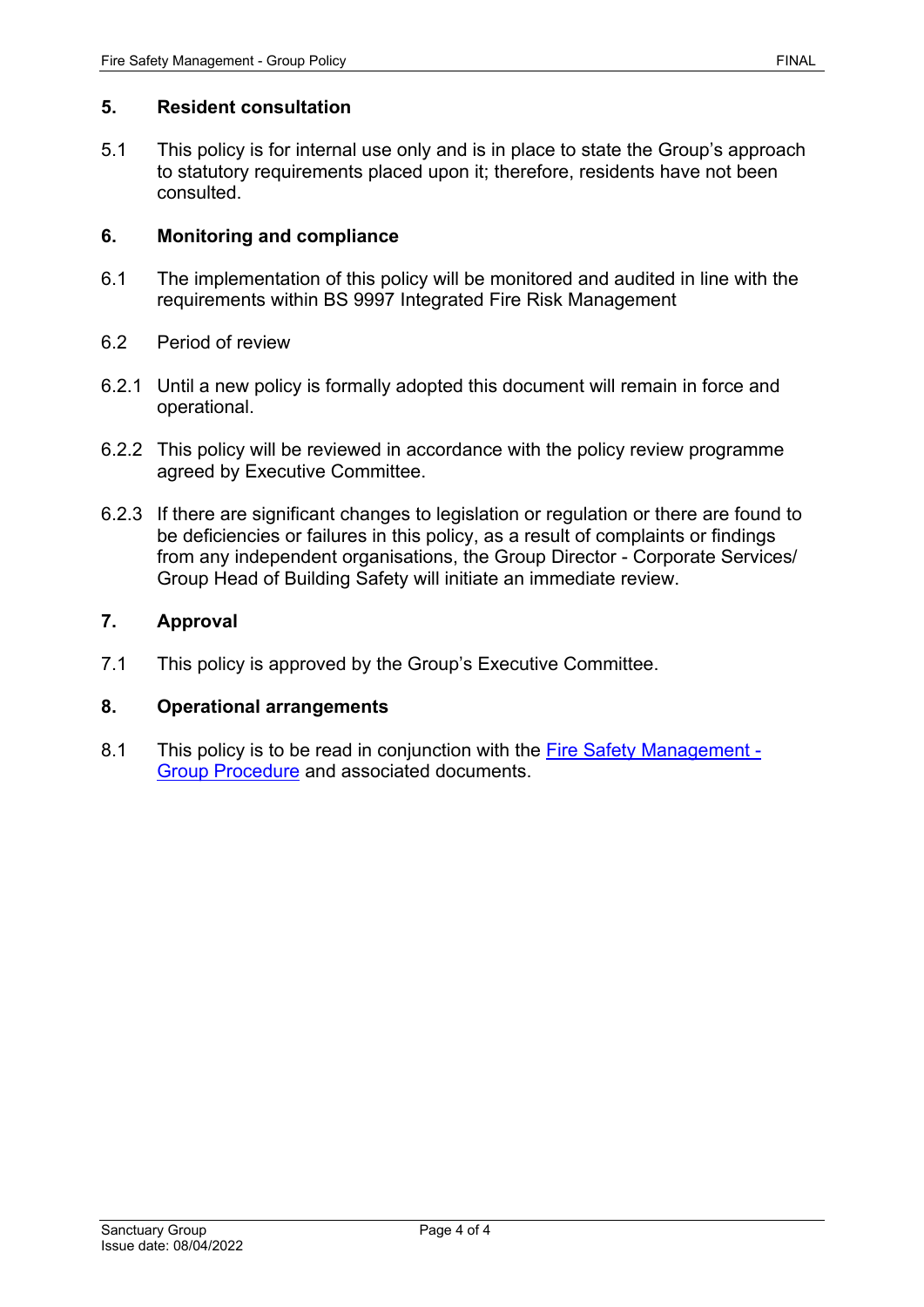## 5. Resident consultation

5.1 This policy is for internal use only and is in place to state the Group's approach to statutory requirements placed upon it; therefore, residents have not been consulted.

## 6. Monitoring and compliance

6.1 The implementation of this policy will be monitored and audited in line with the requirements within BS 9997 Integrated Fire Risk Management

6.2 Period of review

6.2.1 Until a new policy is formally adopted this document will remain in force and operational.

6.2.2 This policy will be reviewed in accordance with the policy review programme agreed by Executive Committee.

6.2.3 If there are significant changes to legislation or regulation or there are found to be deficiencies or failures in this policy, as a result of complaints or findings from any independent organisations, the Group Director - Corporate Services/ Group Head of Building Safety will initiate an immediate review.

## 7. Approval

7.1 This policy is approved by the Group's Executive Committee.

## 8. Operational arrangements

8.1 This policy is to be read in conjunction with the Fire Safety Management - Group Procedure and associated documents.